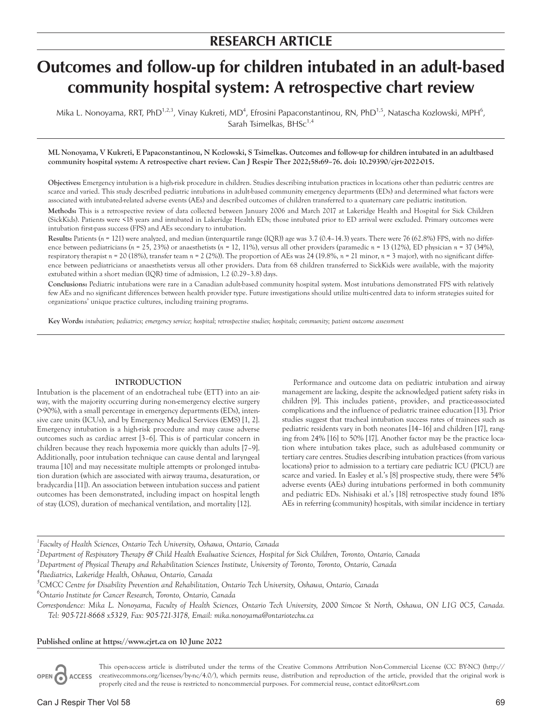RESEARCH ARTICLE

# Outcomes and follow-up for children intubated in an adult-based community hospital system: A retrospective chart review

Mika L. Nonoyama, RRT, PhD[1,2,3], Vinay Kukreti, MD[4], Efrosini Papaconstantinou, RN, PhD[1,5], Natascha Kozlowski, MPH[6], Sarah Tsimelkas, BHSc[1,4]

**ML Nonoyama, V Kukreti, E Papaconstantinou, N Kozlowski, S Tsimelkas. Outcomes and follow-up for children intubated in an adultbased community hospital system: A retrospective chart review. Can J Respir Ther 2022;58:69–76. doi: 10.29390/cjrt-2022-015.**

**Objectives:** Emergency intubation is a high-risk procedure in children. Studies describing intubation practices in locations other than pediatric centres are scarce and varied. This study described pediatric intubations in adult-based community emergency departments (EDs) and determined what factors were associated with intubated-related adverse events (AEs) and described outcomes of children transferred to a quaternary care pediatric institution.

**Methods:** This is a retrospective review of data collected between January 2006 and March 2017 at Lakeridge Health and Hospital for Sick Children (SickKids). Patients were <18 years and intubated in Lakeridge Health EDs; those intubated prior to ED arrival were excluded. Primary outcomes were intubation first-pass success (FPS) and AEs secondary to intubation.

**Results:** Patients (*n* = 121) were analyzed, and median (interquartile range (IQR)) age was 3.7 (0.4–14.3) years. There were 76 (62.8%) FPS, with no difference between pediatricians (*n* = 25, 23%) or anaesthetists (*n* = 12, 11%), versus all other providers (paramedic *n* = 13 (12%), ED physician *n* = 37 (34%), respiratory therapist *n* = 20 (18%), transfer team *n* = 2 (2%)). The proportion of AEs was 24 (19.8%, *n* = 21 minor, *n* = 3 major), with no significant difference between pediatricians or anaesthetists versus all other providers. Data from 68 children transferred to SickKids were available, with the majority extubated within a short median (IQR) time of admission, 1.2 (0.29–3.8) days.

**Conclusions:** Pediatric intubations were rare in a Canadian adult-based community hospital system. Most intubations demonstrated FPS with relatively few AEs and no significant differences between health provider type. Future investigations should utilize multi-centred data to inform strategies suited for organizations' unique practice cultures, including training programs.

**Key Words:** *intubation; pediatrics; emergency service; hospital; retrospective studies; hospitals; community; patient outcome assessment*

## INTRODUCTION

Intubation is the placement of an endotracheal tube (ETT) into an airway, with the majority occurring during non-emergency elective surgery (>90%), with a small percentage in emergency departments (EDs), intensive care units (ICUs), and by Emergency Medical Services (EMS) [1, 2]. Emergency intubation is a high-risk procedure and may cause adverse outcomes such as cardiac arrest [3–6]. This is of particular concern in children because they reach hypoxemia more quickly than adults [7–9]. Additionally, poor intubation technique can cause dental and laryngeal trauma [10] and may necessitate multiple attempts or prolonged intubation duration (which are associated with airway trauma, desaturation, or bradycardia [11]). An association between intubation success and patient outcomes has been demonstrated, including impact on hospital length of stay (LOS), duration of mechanical ventilation, and mortality [12].

Performance and outcome data on pediatric intubation and airway management are lacking, despite the acknowledged patient safety risks in children [9]. This includes patient-, provider-, and practice-associated complications and the influence of pediatric trainee education [13]. Prior studies suggest that tracheal intubation success rates of trainees such as pediatric residents vary in both neonates [14–16] and children [17], ranging from 24% [16] to 50% [17]. Another factor may be the practice location where intubation takes place, such as adult-based community or tertiary care centres. Studies describing intubation practices (from various locations) prior to admission to a tertiary care pediatric ICU (PICU) are scarce and varied. In Easley et al.'s [8] prospective study, there were 54% adverse events (AEs) during intubations performed in both community and pediatric EDs. Nishisaki et al.'s [18] retrospective study found 18% AEs in referring (community) hospitals, with similar incidence in tertiary

[1]*Faculty of Health Sciences, Ontario Tech University, Oshawa, Ontario, Canada*
[2]*Department of Respiratory Therapy & Child Health Evaluative Sciences, Hospital for Sick Children, Toronto, Ontario, Canada*
[3]*Department of Physical Therapy and Rehabilitation Sciences Institute, University of Toronto, Toronto, Ontario, Canada*
[4]*Paediatrics, Lakeridge Health, Oshawa, Ontario, Canada*
[5]*CMCC Centre for Disability Prevention and Rehabilitation, Ontario Tech University, Oshawa, Ontario, Canada*
[6]*Ontario Institute for Cancer Research, Toronto, Ontario, Canada*

*Correspondence: Mika L. Nonoyama, Faculty of Health Sciences, Ontario Tech University, 2000 Simcoe St North, Oshawa, ON L1G 0C5, Canada. Tel: 905-721-8668 x5329, Fax: 905-721-3178, Email: mika.nonoyama@ontariotechu.ca*

**Published online at https://www.cjrt.ca on 10 June 2022**

This open-access article is distributed under the terms of the Creative Commons Attribution Non-Commercial License (CC BY-NC) (http://creativecommons.org/licenses/by-nc/4.0/), which permits reuse, distribution and reproduction of the article, provided that the original work is properly cited and the reuse is restricted to noncommercial purposes. For commercial reuse, contact editor@csrt.com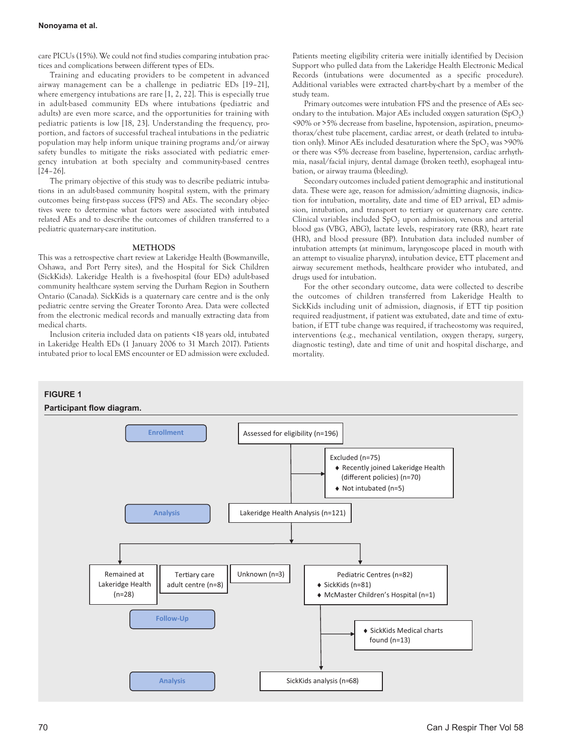care PICUs (15%). We could not find studies comparing intubation practices and complications between different types of EDs.

Training and educating providers to be competent in advanced airway management can be a challenge in pediatric EDs [19–21], where emergency intubations are rare [1, 2, 22]. This is especially true in adult-based community EDs where intubations (pediatric and adults) are even more scarce, and the opportunities for training with pediatric patients is low [18, 23]. Understanding the frequency, proportion, and factors of successful tracheal intubations in the pediatric population may help inform unique training programs and/or airway safety bundles to mitigate the risks associated with pediatric emergency intubation at both specialty and community-based centres [24–26].

The primary objective of this study was to describe pediatric intubations in an adult-based community hospital system, with the primary outcomes being first-pass success (FPS) and AEs. The secondary objectives were to determine what factors were associated with intubated related AEs and to describe the outcomes of children transferred to a pediatric quaternary-care institution.

## METHODS

This was a retrospective chart review at Lakeridge Health (Bowmanville, Oshawa, and Port Perry sites), and the Hospital for Sick Children (SickKids). Lakeridge Health is a five-hospital (four EDs) adult-based community healthcare system serving the Durham Region in Southern Ontario (Canada). SickKids is a quaternary care centre and is the only pediatric centre serving the Greater Toronto Area. Data were collected from the electronic medical records and manually extracting data from medical charts.

Inclusion criteria included data on patients <18 years old, intubated in Lakeridge Health EDs (1 January 2006 to 31 March 2017). Patients intubated prior to local EMS encounter or ED admission were excluded. Patients meeting eligibility criteria were initially identified by Decision Support who pulled data from the Lakeridge Health Electronic Medical Records (intubations were documented as a specific procedure). Additional variables were extracted chart-by-chart by a member of the study team.

Primary outcomes were intubation FPS and the presence of AEs secondary to the intubation. Major AEs included oxygen saturation ($SpO_2$) <90% or >5% decrease from baseline, hypotension, aspiration, pneumothorax/chest tube placement, cardiac arrest, or death (related to intubation only). Minor AEs included desaturation where the $SpO_2$ was >90% or there was <5% decrease from baseline, hypertension, cardiac arrhythmia, nasal/facial injury, dental damage (broken teeth), esophageal intubation, or airway trauma (bleeding).

Secondary outcomes included patient demographic and institutional data. These were age, reason for admission/admitting diagnosis, indication for intubation, mortality, date and time of ED arrival, ED admission, intubation, and transport to tertiary or quaternary care centre. Clinical variables included $SpO_2$ upon admission, venous and arterial blood gas (VBG, ABG), lactate levels, respiratory rate (RR), heart rate (HR), and blood pressure (BP). Intubation data included number of intubation attempts (at minimum, laryngoscope placed in mouth with an attempt to visualize pharynx), intubation device, ETT placement and airway securement methods, healthcare provider who intubated, and drugs used for intubation.

For the other secondary outcome, data were collected to describe the outcomes of children transferred from Lakeridge Health to SickKids including unit of admission, diagnosis, if ETT tip position required readjustment, if patient was extubated, date and time of extubation, if ETT tube change was required, if tracheostomy was required, interventions (e.g., mechanical ventilation, oxygen therapy, surgery, diagnostic testing), date and time of unit and hospital discharge, and mortality.

**FIGURE 1**

**Participant flow diagram.**

Enrollment: Assessed for eligibility (n=196)

Excluded (n=75)
- Recently joined Lakeridge Health (different policies) (n=70)
- Not intubated (n=5)

Analysis: Lakeridge Health Analysis (n=121)

Remained at Lakeridge Health (n=28)

Tertiary care adult centre (n=8)

Unknown (n=3)

Pediatric Centres (n=82)
- SickKids (n=81)
- McMaster Children's Hospital (n=1)

Follow-Up:
- SickKids Medical charts found (n=13)

Analysis: SickKids analysis (n=68)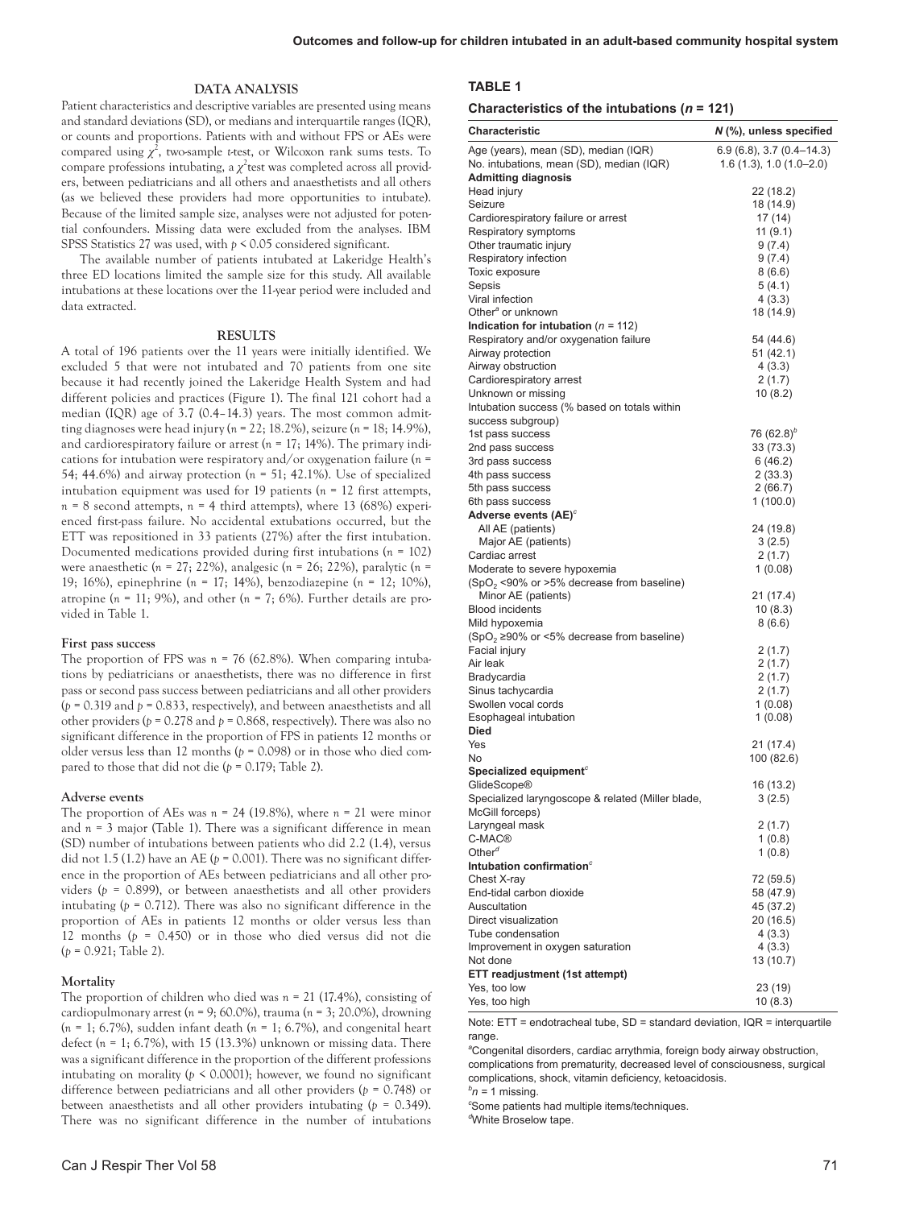## DATA ANALYSIS

Patient characteristics and descriptive variables are presented using means and standard deviations (SD), or medians and interquartile ranges (IQR), or counts and proportions. Patients with and without FPS or AEs were compared using $\chi^2$, two-sample *t*-test, or Wilcoxon rank sums tests. To compare professions intubating, a $\chi^2$test was completed across all providers, between pediatricians and all others and anaesthetists and all others (as we believed these providers had more opportunities to intubate). Because of the limited sample size, analyses were not adjusted for potential confounders. Missing data were excluded from the analyses. IBM SPSS Statistics 27 was used, with $p < 0.05$ considered significant.

The available number of patients intubated at Lakeridge Health's three ED locations limited the sample size for this study. All available intubations at these locations over the 11-year period were included and data extracted.

## RESULTS

A total of 196 patients over the 11 years were initially identified. We excluded 5 that were not intubated and 70 patients from one site because it had recently joined the Lakeridge Health System and had different policies and practices (Figure 1). The final 121 cohort had a median (IQR) age of 3.7 (0.4–14.3) years. The most common admitting diagnoses were head injury (*n* = 22; 18.2%), seizure (*n* = 18; 14.9%), and cardiorespiratory failure or arrest (*n* = 17; 14%). The primary indications for intubation were respiratory and/or oxygenation failure (*n* = 54; 44.6%) and airway protection (*n* = 51; 42.1%). Use of specialized intubation equipment was used for 19 patients (*n* = 12 first attempts, *n* = 8 second attempts, *n* = 4 third attempts), where 13 (68%) experienced first-pass failure. No accidental extubations occurred, but the ETT was repositioned in 33 patients (27%) after the first intubation. Documented medications provided during first intubations (*n* = 102) were anaesthetic (*n* = 27; 22%), analgesic (*n* = 26; 22%), paralytic (*n* = 19; 16%), epinephrine (*n* = 17; 14%), benzodiazepine (*n* = 12; 10%), atropine (*n* = 11; 9%), and other (*n* = 7; 6%). Further details are provided in Table 1.

### First pass success

The proportion of FPS was *n* = 76 (62.8%). When comparing intubations by pediatricians or anaesthetists, there was no difference in first pass or second pass success between pediatricians and all other providers ($p$ = 0.319 and $p$ = 0.833, respectively), and between anaesthetists and all other providers ($p$ = 0.278 and $p$ = 0.868, respectively). There was also no significant difference in the proportion of FPS in patients 12 months or older versus less than 12 months ($p$ = 0.098) or in those who died compared to those that did not die ($p$ = 0.179; Table 2).

### Adverse events

The proportion of AEs was *n* = 24 (19.8%), where *n* = 21 were minor and *n* = 3 major (Table 1). There was a significant difference in mean (SD) number of intubations between patients who did 2.2 (1.4), versus did not 1.5 (1.2) have an AE ($p$ = 0.001). There was no significant difference in the proportion of AEs between pediatricians and all other providers ($p$ = 0.899), or between anaesthetists and all other providers intubating ($p$ = 0.712). There was also no significant difference in the proportion of AEs in patients 12 months or older versus less than 12 months ($p$ = 0.450) or in those who died versus did not die ($p$ = 0.921; Table 2).

### Mortality

The proportion of children who died was *n* = 21 (17.4%), consisting of cardiopulmonary arrest (*n* = 9; 60.0%), trauma (*n* = 3; 20.0%), drowning (*n* = 1; 6.7%), sudden infant death (*n* = 1; 6.7%), and congenital heart defect (*n* = 1; 6.7%), with 15 (13.3%) unknown or missing data. There was a significant difference in the proportion of the different professions intubating on morality ($p < 0.0001$); however, we found no significant difference between pediatricians and all other providers ($p$ = 0.748) or between anaesthetists and all other providers intubating ($p$ = 0.349). There was no significant difference in the number of intubations

**TABLE 1**

**Characteristics of the intubations (*n* = 121)**

| Characteristic | *N* (%), unless specified |
|---|---|
| Age (years), mean (SD), median (IQR) | 6.9 (6.8), 3.7 (0.4–14.3) |
| No. intubations, mean (SD), median (IQR) | 1.6 (1.3), 1.0 (1.0–2.0) |
| **Admitting diagnosis** | |
| Head injury | 22 (18.2) |
| Seizure | 18 (14.9) |
| Cardiorespiratory failure or arrest | 17 (14) |
| Respiratory symptoms | 11 (9.1) |
| Other traumatic injury | 9 (7.4) |
| Respiratory infection | 9 (7.4) |
| Toxic exposure | 8 (6.6) |
| Sepsis | 5 (4.1) |
| Viral infection | 4 (3.3) |
| Other[a] or unknown | 18 (14.9) |
| **Indication for intubation** (*n* = 112) | |
| Respiratory and/or oxygenation failure | 54 (44.6) |
| Airway protection | 51 (42.1) |
| Airway obstruction | 4 (3.3) |
| Cardiorespiratory arrest | 2 (1.7) |
| Unknown or missing | 10 (8.2) |
| Intubation success (% based on totals within success subgroup) | |
| 1st pass success | 76 (62.8)[b] |
| 2nd pass success | 33 (73.3) |
| 3rd pass success | 6 (46.2) |
| 4th pass success | 2 (33.3) |
| 5th pass success | 2 (66.7) |
| 6th pass success | 1 (100.0) |
| **Adverse events (AE)**[c] | |
| All AE (patients) | 24 (19.8) |
| Major AE (patients) | 3 (2.5) |
| Cardiac arrest | 2 (1.7) |
| Moderate to severe hypoxemia ($SpO_2$ <90% or >5% decrease from baseline) | 1 (0.08) |
| Minor AE (patients) | 21 (17.4) |
| Blood incidents | 10 (8.3) |
| Mild hypoxemia ($SpO_2$ ≥90% or <5% decrease from baseline) | 8 (6.6) |
| Facial injury | 2 (1.7) |
| Air leak | 2 (1.7) |
| Bradycardia | 2 (1.7) |
| Sinus tachycardia | 2 (1.7) |
| Swollen vocal cords | 1 (0.08) |
| Esophageal intubation | 1 (0.08) |
| **Died** | |
| Yes | 21 (17.4) |
| No | 100 (82.6) |
| **Specialized equipment**[c] | |
| GlideScope® | 16 (13.2) |
| Specialized laryngoscope & related (Miller blade, McGill forceps) | 3 (2.5) |
| Laryngeal mask | 2 (1.7) |
| C-MAC® | 1 (0.8) |
| Other[d] | 1 (0.8) |
| **Intubation confirmation**[c] | |
| Chest X-ray | 72 (59.5) |
| End-tidal carbon dioxide | 58 (47.9) |
| Auscultation | 45 (37.2) |
| Direct visualization | 20 (16.5) |
| Tube condensation | 4 (3.3) |
| Improvement in oxygen saturation | 4 (3.3) |
| Not done | 13 (10.7) |
| **ETT readjustment (1st attempt)** | |
| Yes, too low | 23 (19) |
| Yes, too high | 10 (8.3) |

Note: ETT = endotracheal tube, SD = standard deviation, IQR = interquartile range.

[a]Congenital disorders, cardiac arrythmia, foreign body airway obstruction, complications from prematurity, decreased level of consciousness, surgical complications, shock, vitamin deficiency, ketoacidosis.

[b]*n* = 1 missing.

[c]Some patients had multiple items/techniques.

[d]White Broselow tape.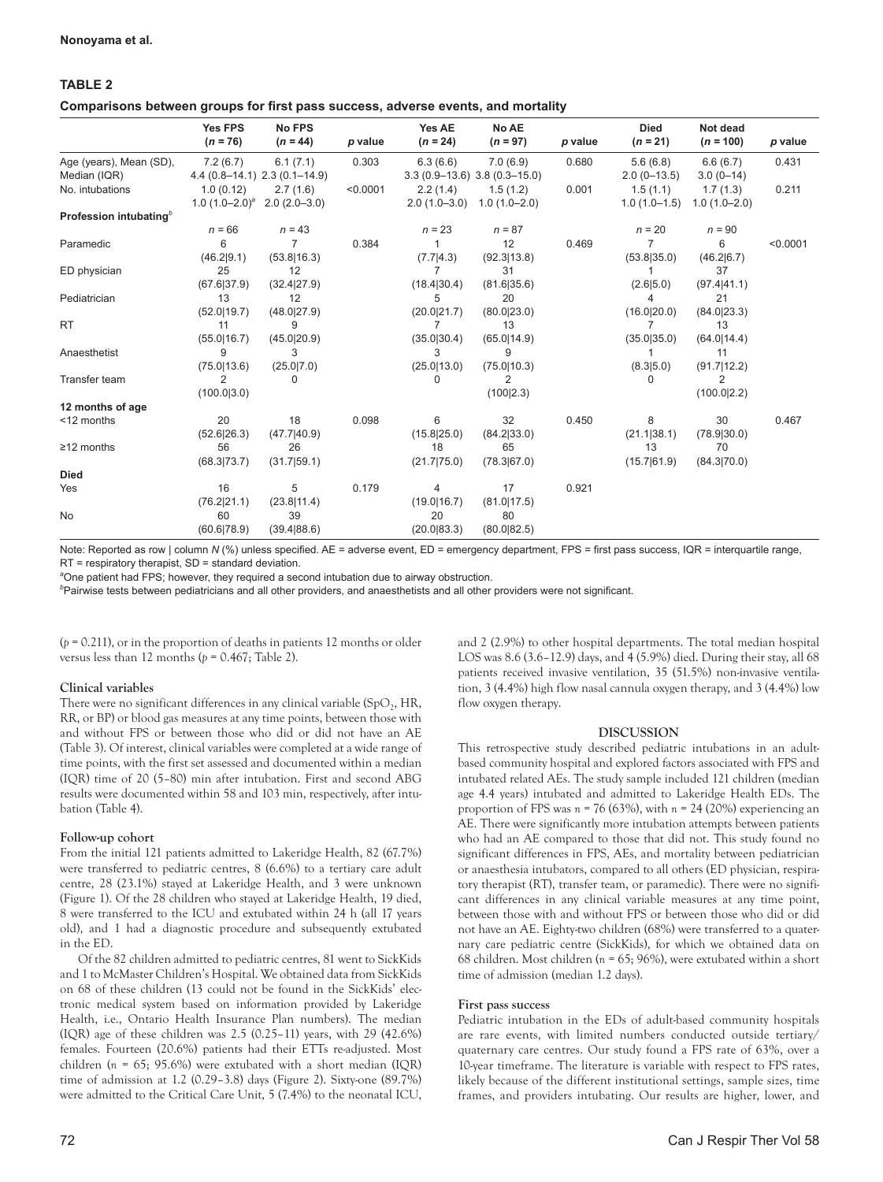**TABLE 2**

**Comparisons between groups for first pass success, adverse events, and mortality**

| | Yes FPS (*n* = 76) | No FPS (*n* = 44) | *p* value | Yes AE (*n* = 24) | No AE (*n* = 97) | *p* value | Died (*n* = 21) | Not dead (*n* = 100) | *p* value |
|---|---|---|---|---|---|---|---|---|---|
| Age (years), Mean (SD), Median (IQR) | 7.2 (6.7) 4.4 (0.8–14.1) | 6.1 (7.1) 2.3 (0.1–14.9) | 0.303 | 6.3 (6.6) 3.3 (0.9–13.6) | 7.0 (6.9) 3.8 (0.3–15.0) | 0.680 | 5.6 (6.8) 2.0 (0–13.5) | 6.6 (6.7) 3.0 (0–14) | 0.431 |
| No. intubations | 1.0 (0.12) 1.0 (1.0–2.0)[a] | 2.7 (1.6) 2.0 (2.0–3.0) | <0.0001 | 2.2 (1.4) 2.0 (1.0–3.0) | 1.5 (1.2) 1.0 (1.0–2.0) | 0.001 | 1.5 (1.1) 1.0 (1.0–1.5) | 1.7 (1.3) 1.0 (1.0–2.0) | 0.211 |
| **Profession intubating**[b] | *n* = 66 | *n* = 43 | | *n* = 23 | *n* = 87 | | *n* = 20 | *n* = 90 | |
| Paramedic | 6 (46.2\|9.1) | 7 (53.8\|16.3) | 0.384 | 1 (7.7\|4.3) | 12 (92.3\|13.8) | 0.469 | 7 (53.8\|35.0) | 6 (46.2\|6.7) | <0.0001 |
| ED physician | 25 (67.6\|37.9) | 12 (32.4\|27.9) | | 7 (18.4\|30.4) | 31 (81.6\|35.6) | | 1 (2.6\|5.0) | 37 (97.4\|41.1) | |
| Pediatrician | 13 (52.0\|19.7) | 12 (48.0\|27.9) | | 5 (20.0\|21.7) | 20 (80.0\|23.0) | | 4 (16.0\|20.0) | 21 (84.0\|23.3) | |
| RT | 11 (55.0\|16.7) | 9 (45.0\|20.9) | | 7 (35.0\|30.4) | 13 (65.0\|14.9) | | 7 (35.0\|35.0) | 13 (64.0\|14.4) | |
| Anaesthetist | 9 (75.0\|13.6) | 3 (25.0\|7.0) | | 3 (25.0\|13.0) | 9 (75.0\|10.3) | | 1 (8.3\|5.0) | 11 (91.7\|12.2) | |
| Transfer team | 2 (100.0\|3.0) | 0 | | 0 | 2 (100\|2.3) | | 0 | 2 (100.0\|2.2) | |
| **12 months of age** | | | | | | | | | |
| <12 months | 20 (52.6\|26.3) | 18 (47.7\|40.9) | 0.098 | 6 (15.8\|25.0) | 32 (84.2\|33.0) | 0.450 | 8 (21.1\|38.1) | 30 (78.9\|30.0) | 0.467 |
| ≥12 months | 56 (68.3\|73.7) | 26 (31.7\|59.1) | | 18 (21.7\|75.0) | 65 (78.3\|67.0) | | 13 (15.7\|61.9) | 70 (84.3\|70.0) | |
| **Died** | | | | | | | | | |
| Yes | 16 (76.2\|21.1) | 5 (23.8\|11.4) | 0.179 | 4 (19.0\|16.7) | 17 (81.0\|17.5) | 0.921 | | | |
| No | 60 (60.6\|78.9) | 39 (39.4\|88.6) | | 20 (20.0\|83.3) | 80 (80.0\|82.5) | | | | |

Note: Reported as row | column *N* (%) unless specified. AE = adverse event, ED = emergency department, FPS = first pass success, IQR = interquartile range, RT = respiratory therapist, SD = standard deviation.

[a]One patient had FPS; however, they required a second intubation due to airway obstruction.

[b]Pairwise tests between pediatricians and all other providers, and anaesthetists and all other providers were not significant.

($p$ = 0.211), or in the proportion of deaths in patients 12 months or older versus less than 12 months ($p$ = 0.467; Table 2).

### Clinical variables

There were no significant differences in any clinical variable ($SpO_2$, HR, RR, or BP) or blood gas measures at any time points, between those with and without FPS or between those who did or did not have an AE (Table 3). Of interest, clinical variables were completed at a wide range of time points, with the first set assessed and documented within a median (IQR) time of 20 (5–80) min after intubation. First and second ABG results were documented within 58 and 103 min, respectively, after intubation (Table 4).

### Follow-up cohort

From the initial 121 patients admitted to Lakeridge Health, 82 (67.7%) were transferred to pediatric centres, 8 (6.6%) to a tertiary care adult centre, 28 (23.1%) stayed at Lakeridge Health, and 3 were unknown (Figure 1). Of the 28 children who stayed at Lakeridge Health, 19 died, 8 were transferred to the ICU and extubated within 24 h (all 17 years old), and 1 had a diagnostic procedure and subsequently extubated in the ED.

Of the 82 children admitted to pediatric centres, 81 went to SickKids and 1 to McMaster Children's Hospital. We obtained data from SickKids on 68 of these children (13 could not be found in the SickKids' electronic medical system based on information provided by Lakeridge Health, i.e., Ontario Health Insurance Plan numbers). The median (IQR) age of these children was 2.5 (0.25–11) years, with 29 (42.6%) females. Fourteen (20.6%) patients had their ETTs re-adjusted. Most children ($n$ = 65; 95.6%) were extubated with a short median (IQR) time of admission at 1.2 (0.29–3.8) days (Figure 2). Sixty-one (89.7%) were admitted to the Critical Care Unit, 5 (7.4%) to the neonatal ICU, and 2 (2.9%) to other hospital departments. The total median hospital LOS was 8.6 (3.6–12.9) days, and 4 (5.9%) died. During their stay, all 68 patients received invasive ventilation, 35 (51.5%) non-invasive ventilation, 3 (4.4%) high flow nasal cannula oxygen therapy, and 3 (4.4%) low flow oxygen therapy.

## DISCUSSION

This retrospective study described pediatric intubations in an adult-based community hospital and explored factors associated with FPS and intubated related AEs. The study sample included 121 children (median age 4.4 years) intubated and admitted to Lakeridge Health EDs. The proportion of FPS was $n$ = 76 (63%), with $n$ = 24 (20%) experiencing an AE. There were significantly more intubation attempts between patients who had an AE compared to those that did not. This study found no significant differences in FPS, AEs, and mortality between pediatrician or anaesthesia intubators, compared to all others (ED physician, respiratory therapist (RT), transfer team, or paramedic). There were no significant differences in any clinical variable measures at any time point, between those with and without FPS or between those who did or did not have an AE. Eighty-two children (68%) were transferred to a quaternary care pediatric centre (SickKids), for which we obtained data on 68 children. Most children ($n$ = 65; 96%), were extubated within a short time of admission (median 1.2 days).

### First pass success

Pediatric intubation in the EDs of adult-based community hospitals are rare events, with limited numbers conducted outside tertiary/quaternary care centres. Our study found a FPS rate of 63%, over a 10-year timeframe. The literature is variable with respect to FPS rates, likely because of the different institutional settings, sample sizes, time frames, and providers intubating. Our results are higher, lower, and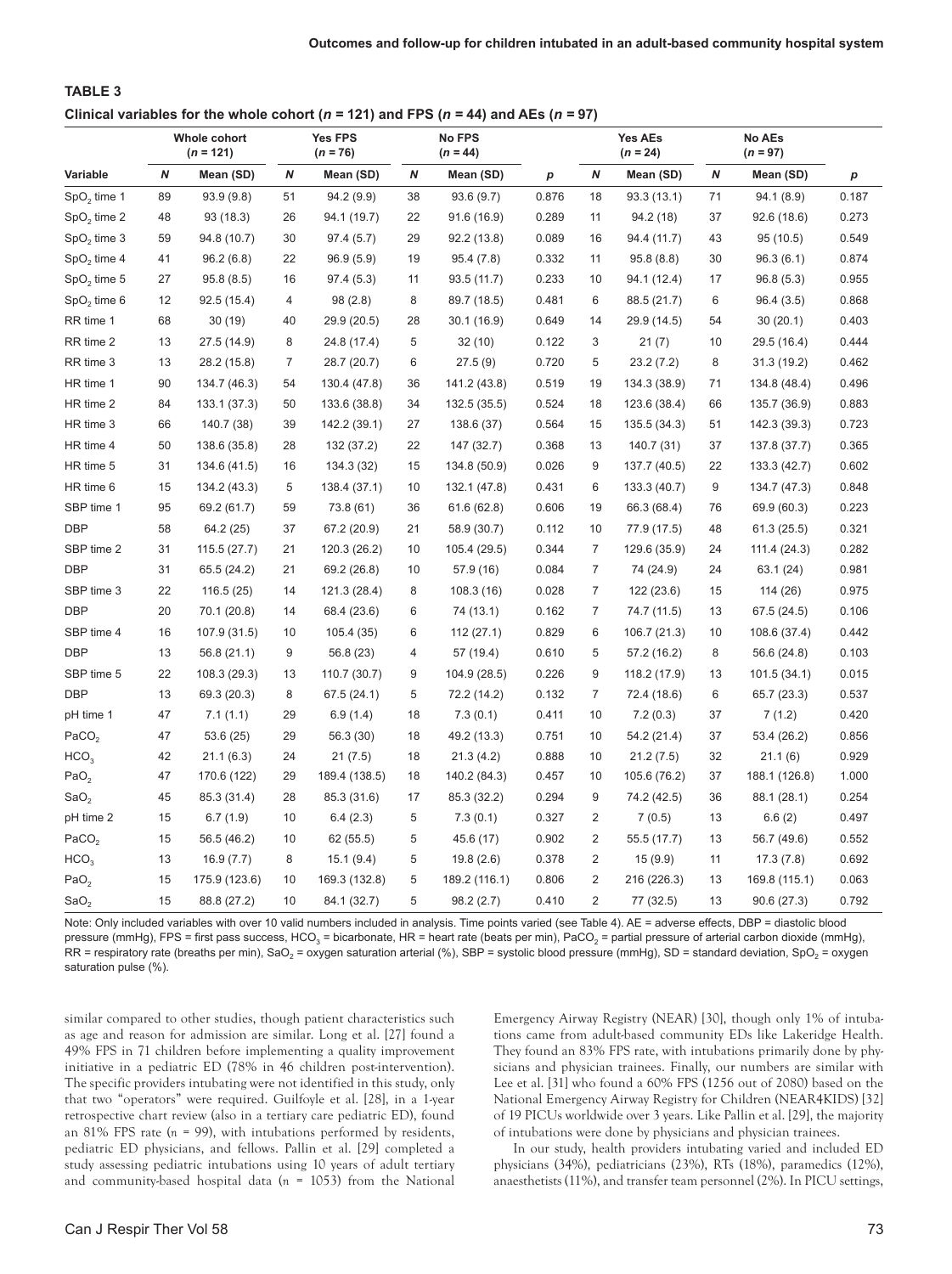**TABLE 3**

**Clinical variables for the whole cohort ($n$ = 121) and FPS ($n$ = 44) and AEs ($n$ = 97)**

| | Whole cohort ($n$ = 121) | | Yes FPS ($n$ = 76) | | No FPS ($n$ = 44) | | | Yes AEs ($n$ = 24) | | No AEs ($n$ = 97) | | |
|---|---|---|---|---|---|---|---|---|---|---|---|---|
| Variable | $N$ | Mean (SD) | $N$ | Mean (SD) | $N$ | Mean (SD) | $p$ | $N$ | Mean (SD) | $N$ | Mean (SD) | $p$ |
| $SpO_2$ time 1 | 89 | 93.9 (9.8) | 51 | 94.2 (9.9) | 38 | 93.6 (9.7) | 0.876 | 18 | 93.3 (13.1) | 71 | 94.1 (8.9) | 0.187 |
| $SpO_2$ time 2 | 48 | 93 (18.3) | 26 | 94.1 (19.7) | 22 | 91.6 (16.9) | 0.289 | 11 | 94.2 (18) | 37 | 92.6 (18.6) | 0.273 |
| $SpO_2$ time 3 | 59 | 94.8 (10.7) | 30 | 97.4 (5.7) | 29 | 92.2 (13.8) | 0.089 | 16 | 94.4 (11.7) | 43 | 95 (10.5) | 0.549 |
| $SpO_2$ time 4 | 41 | 96.2 (6.8) | 22 | 96.9 (5.9) | 19 | 95.4 (7.8) | 0.332 | 11 | 95.8 (8.8) | 30 | 96.3 (6.1) | 0.874 |
| $SpO_2$ time 5 | 27 | 95.8 (8.5) | 16 | 97.4 (5.3) | 11 | 93.5 (11.7) | 0.233 | 10 | 94.1 (12.4) | 17 | 96.8 (5.3) | 0.955 |
| $SpO_2$ time 6 | 12 | 92.5 (15.4) | 4 | 98 (2.8) | 8 | 89.7 (18.5) | 0.481 | 6 | 88.5 (21.7) | 6 | 96.4 (3.5) | 0.868 |
| RR time 1 | 68 | 30 (19) | 40 | 29.9 (20.5) | 28 | 30.1 (16.9) | 0.649 | 14 | 29.9 (14.5) | 54 | 30 (20.1) | 0.403 |
| RR time 2 | 13 | 27.5 (14.9) | 8 | 24.8 (17.4) | 5 | 32 (10) | 0.122 | 3 | 21 (7) | 10 | 29.5 (16.4) | 0.444 |
| RR time 3 | 13 | 28.2 (15.8) | 7 | 28.7 (20.7) | 6 | 27.5 (9) | 0.720 | 5 | 23.2 (7.2) | 8 | 31.3 (19.2) | 0.462 |
| HR time 1 | 90 | 134.7 (46.3) | 54 | 130.4 (47.8) | 36 | 141.2 (43.8) | 0.519 | 19 | 134.3 (38.9) | 71 | 134.8 (48.4) | 0.496 |
| HR time 2 | 84 | 133.1 (37.3) | 50 | 133.6 (38.8) | 34 | 132.5 (35.5) | 0.524 | 18 | 123.6 (38.4) | 66 | 135.7 (36.9) | 0.883 |
| HR time 3 | 66 | 140.7 (38) | 39 | 142.2 (39.1) | 27 | 138.6 (37) | 0.564 | 15 | 135.5 (34.3) | 51 | 142.3 (39.3) | 0.723 |
| HR time 4 | 50 | 138.6 (35.8) | 28 | 132 (37.2) | 22 | 147 (32.7) | 0.368 | 13 | 140.7 (31) | 37 | 137.8 (37.7) | 0.365 |
| HR time 5 | 31 | 134.6 (41.5) | 16 | 134.3 (32) | 15 | 134.8 (50.9) | 0.026 | 9 | 137.7 (40.5) | 22 | 133.3 (42.7) | 0.602 |
| HR time 6 | 15 | 134.2 (43.3) | 5 | 138.4 (37.1) | 10 | 132.1 (47.8) | 0.431 | 6 | 133.3 (40.7) | 9 | 134.7 (47.3) | 0.848 |
| SBP time 1 | 95 | 69.2 (61.7) | 59 | 73.8 (61) | 36 | 61.6 (62.8) | 0.606 | 19 | 66.3 (68.4) | 76 | 69.9 (60.3) | 0.223 |
| DBP | 58 | 64.2 (25) | 37 | 67.2 (20.9) | 21 | 58.9 (30.7) | 0.112 | 10 | 77.9 (17.5) | 48 | 61.3 (25.5) | 0.321 |
| SBP time 2 | 31 | 115.5 (27.7) | 21 | 120.3 (26.2) | 10 | 105.4 (29.5) | 0.344 | 7 | 129.6 (35.9) | 24 | 111.4 (24.3) | 0.282 |
| DBP | 31 | 65.5 (24.2) | 21 | 69.2 (26.8) | 10 | 57.9 (16) | 0.084 | 7 | 74 (24.9) | 24 | 63.1 (24) | 0.981 |
| SBP time 3 | 22 | 116.5 (25) | 14 | 121.3 (28.4) | 8 | 108.3 (16) | 0.028 | 7 | 122 (23.6) | 15 | 114 (26) | 0.975 |
| DBP | 20 | 70.1 (20.8) | 14 | 68.4 (23.6) | 6 | 74 (13.1) | 0.162 | 7 | 74.7 (11.5) | 13 | 67.5 (24.5) | 0.106 |
| SBP time 4 | 16 | 107.9 (31.5) | 10 | 105.4 (35) | 6 | 112 (27.1) | 0.829 | 6 | 106.7 (21.3) | 10 | 108.6 (37.4) | 0.442 |
| DBP | 13 | 56.8 (21.1) | 9 | 56.8 (23) | 4 | 57 (19.4) | 0.610 | 5 | 57.2 (16.2) | 8 | 56.6 (24.8) | 0.103 |
| SBP time 5 | 22 | 108.3 (29.3) | 13 | 110.7 (30.7) | 9 | 104.9 (28.5) | 0.226 | 9 | 118.2 (17.9) | 13 | 101.5 (34.1) | 0.015 |
| DBP | 13 | 69.3 (20.3) | 8 | 67.5 (24.1) | 5 | 72.2 (14.2) | 0.132 | 7 | 72.4 (18.6) | 6 | 65.7 (23.3) | 0.537 |
| pH time 1 | 47 | 7.1 (1.1) | 29 | 6.9 (1.4) | 18 | 7.3 (0.1) | 0.411 | 10 | 7.2 (0.3) | 37 | 7 (1.2) | 0.420 |
| $PaCO_2$ | 47 | 53.6 (25) | 29 | 56.3 (30) | 18 | 49.2 (13.3) | 0.751 | 10 | 54.2 (21.4) | 37 | 53.4 (26.2) | 0.856 |
| $HCO_3$ | 42 | 21.1 (6.3) | 24 | 21 (7.5) | 18 | 21.3 (4.2) | 0.888 | 10 | 21.2 (7.5) | 32 | 21.1 (6) | 0.929 |
| $PaO_2$ | 47 | 170.6 (122) | 29 | 189.4 (138.5) | 18 | 140.2 (84.3) | 0.457 | 10 | 105.6 (76.2) | 37 | 188.1 (126.8) | 1.000 |
| $SaO_2$ | 45 | 85.3 (31.4) | 28 | 85.3 (31.6) | 17 | 85.3 (32.2) | 0.294 | 9 | 74.2 (42.5) | 36 | 88.1 (28.1) | 0.254 |
| pH time 2 | 15 | 6.7 (1.9) | 10 | 6.4 (2.3) | 5 | 7.3 (0.1) | 0.327 | 2 | 7 (0.5) | 13 | 6.6 (2) | 0.497 |
| $PaCO_2$ | 15 | 56.5 (46.2) | 10 | 62 (55.5) | 5 | 45.6 (17) | 0.902 | 2 | 55.5 (17.7) | 13 | 56.7 (49.6) | 0.552 |
| $HCO_3$ | 13 | 16.9 (7.7) | 8 | 15.1 (9.4) | 5 | 19.8 (2.6) | 0.378 | 2 | 15 (9.9) | 11 | 17.3 (7.8) | 0.692 |
| $PaO_2$ | 15 | 175.9 (123.6) | 10 | 169.3 (132.8) | 5 | 189.2 (116.1) | 0.806 | 2 | 216 (226.3) | 13 | 169.8 (115.1) | 0.063 |
| $SaO_2$ | 15 | 88.8 (27.2) | 10 | 84.1 (32.7) | 5 | 98.2 (2.7) | 0.410 | 2 | 77 (32.5) | 13 | 90.6 (27.3) | 0.792 |

Note: Only included variables with over 10 valid numbers included in analysis. Time points varied (see Table 4). AE = adverse effects, DBP = diastolic blood pressure (mmHg), FPS = first pass success, $HCO_3$ = bicarbonate, HR = heart rate (beats per min), $PaCO_2$ = partial pressure of arterial carbon dioxide (mmHg), RR = respiratory rate (breaths per min), $SaO_2$ = oxygen saturation arterial (%), SBP = systolic blood pressure (mmHg), SD = standard deviation, $SpO_2$ = oxygen saturation pulse (%).

similar compared to other studies, though patient characteristics such as age and reason for admission are similar. Long et al. [27] found a 49% FPS in 71 children before implementing a quality improvement initiative in a pediatric ED (78% in 46 children post-intervention). The specific providers intubating were not identified in this study, only that two "operators" were required. Guilfoyle et al. [28], in a 1-year retrospective chart review (also in a tertiary care pediatric ED), found an 81% FPS rate ($n$ = 99), with intubations performed by residents, pediatric ED physicians, and fellows. Pallin et al. [29] completed a study assessing pediatric intubations using 10 years of adult tertiary and community-based hospital data ($n$ = 1053) from the National Emergency Airway Registry (NEAR) [30], though only 1% of intubations came from adult-based community EDs like Lakeridge Health. They found an 83% FPS rate, with intubations primarily done by physicians and physician trainees. Finally, our numbers are similar with Lee et al. [31] who found a 60% FPS (1256 out of 2080) based on the National Emergency Airway Registry for Children (NEAR4KIDS) [32] of 19 PICUs worldwide over 3 years. Like Pallin et al. [29], the majority of intubations were done by physicians and physician trainees.

In our study, health providers intubating varied and included ED physicians (34%), pediatricians (23%), RTs (18%), paramedics (12%), anaesthetists (11%), and transfer team personnel (2%). In PICU settings,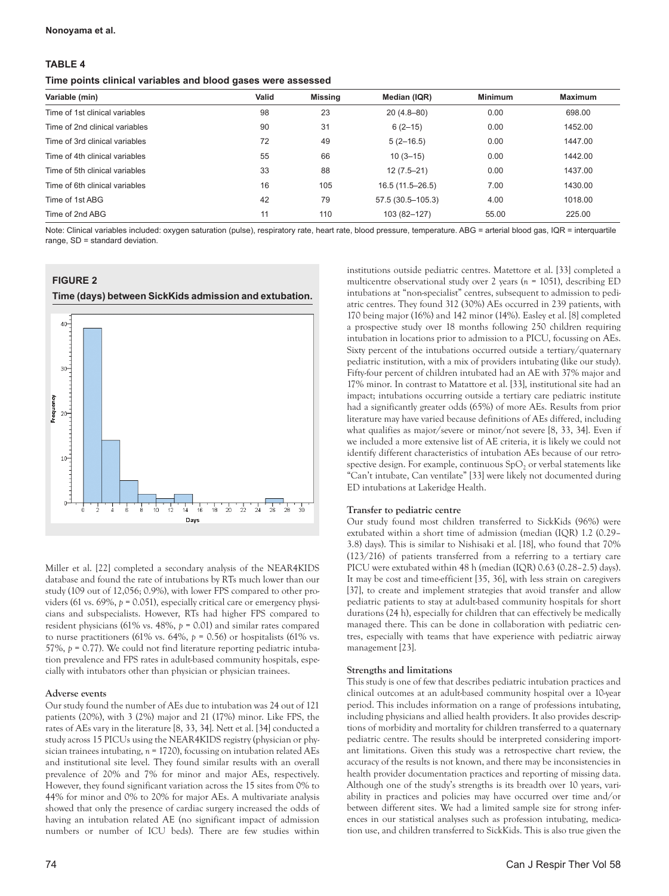**TABLE 4**

**Time points clinical variables and blood gases were assessed**

| Variable (min) | Valid | Missing | Median (IQR) | Minimum | Maximum |
|---|---|---|---|---|---|
| Time of 1st clinical variables | 98 | 23 | 20 (4.8–80) | 0.00 | 698.00 |
| Time of 2nd clinical variables | 90 | 31 | 6 (2–15) | 0.00 | 1452.00 |
| Time of 3rd clinical variables | 72 | 49 | 5 (2–16.5) | 0.00 | 1447.00 |
| Time of 4th clinical variables | 55 | 66 | 10 (3–15) | 0.00 | 1442.00 |
| Time of 5th clinical variables | 33 | 88 | 12 (7.5–21) | 0.00 | 1437.00 |
| Time of 6th clinical variables | 16 | 105 | 16.5 (11.5–26.5) | 7.00 | 1430.00 |
| Time of 1st ABG | 42 | 79 | 57.5 (30.5–105.3) | 4.00 | 1018.00 |
| Time of 2nd ABG | 11 | 110 | 103 (82–127) | 55.00 | 225.00 |

Note: Clinical variables included: oxygen saturation (pulse), respiratory rate, heart rate, blood pressure, temperature. ABG = arterial blood gas, IQR = interquartile range, SD = standard deviation.

**FIGURE 2**

**Time (days) between SickKids admission and extubation.**

Miller et al. [22] completed a secondary analysis of the NEAR4KIDS database and found the rate of intubations by RTs much lower than our study (109 out of 12,056; 0.9%), with lower FPS compared to other providers (61 vs. 69%, $p = 0.051$), especially critical care or emergency physicians and subspecialists. However, RTs had higher FPS compared to resident physicians (61% vs. 48%, $p = 0.01$) and similar rates compared to nurse practitioners (61% vs. 64%, $p = 0.56$) or hospitalists (61% vs. 57%, $p = 0.77$). We could not find literature reporting pediatric intubation prevalence and FPS rates in adult-based community hospitals, especially with intubators other than physician or physician trainees.

**Adverse events**

Our study found the number of AEs due to intubation was 24 out of 121 patients (20%), with 3 (2%) major and 21 (17%) minor. Like FPS, the rates of AEs vary in the literature [8, 33, 34]. Nett et al. [34] conducted a study across 15 PICUs using the NEAR4KIDS registry (physician or physician trainees intubating, $n = 1720$), focussing on intubation related AEs and institutional site level. They found similar results with an overall prevalence of 20% and 7% for minor and major AEs, respectively. However, they found significant variation across the 15 sites from 0% to 44% for minor and 0% to 20% for major AEs. A multivariate analysis showed that only the presence of cardiac surgery increased the odds of having an intubation related AE (no significant impact of admission numbers or number of ICU beds). There are few studies within institutions outside pediatric centres. Matettore et al. [33] completed a multicentre observational study over 2 years ($n = 1051$), describing ED intubations at "non-specialist" centres, subsequent to admission to pediatric centres. They found 312 (30%) AEs occurred in 239 patients, with 170 being major (16%) and 142 minor (14%). Easley et al. [8] completed a prospective study over 18 months following 250 children requiring intubation in locations prior to admission to a PICU, focussing on AEs. Sixty percent of the intubations occurred outside a tertiary/quaternary pediatric institution, with a mix of providers intubating (like our study). Fifty-four percent of children intubated had an AE with 37% major and 17% minor. In contrast to Matattore et al. [33], institutional site had an impact; intubations occurring outside a tertiary care pediatric institute had a significantly greater odds (65%) of more AEs. Results from prior literature may have varied because definitions of AEs differed, including what qualifies as major/severe or minor/not severe [8, 33, 34]. Even if we included a more extensive list of AE criteria, it is likely we could not identify different characteristics of intubation AEs because of our retrospective design. For example, continuous $SpO_2$ or verbal statements like "Can't intubate, Can ventilate" [33] were likely not documented during ED intubations at Lakeridge Health.

**Transfer to pediatric centre**

Our study found most children transferred to SickKids (96%) were extubated within a short time of admission (median (IQR) 1.2 (0.29–3.8) days). This is similar to Nishisaki et al. [18], who found that 70% (123/216) of patients transferred from a referring to a tertiary care PICU were extubated within 48 h (median (IQR) 0.63 (0.28–2.5) days). It may be cost and time-efficient [35, 36], with less strain on caregivers [37], to create and implement strategies that avoid transfer and allow pediatric patients to stay at adult-based community hospitals for short durations (24 h), especially for children that can effectively be medically managed there. This can be done in collaboration with pediatric centres, especially with teams that have experience with pediatric airway management [23].

**Strengths and limitations**

This study is one of few that describes pediatric intubation practices and clinical outcomes at an adult-based community hospital over a 10-year period. This includes information on a range of professions intubating, including physicians and allied health providers. It also provides descriptions of morbidity and mortality for children transferred to a quaternary pediatric centre. The results should be interpreted considering important limitations. Given this study was a retrospective chart review, the accuracy of the results is not known, and there may be inconsistencies in health provider documentation practices and reporting of missing data. Although one of the study's strengths is its breadth over 10 years, variability in practices and policies may have occurred over time and/or between different sites. We had a limited sample size for strong inferences in our statistical analyses such as profession intubating, medication use, and children transferred to SickKids. This is also true given the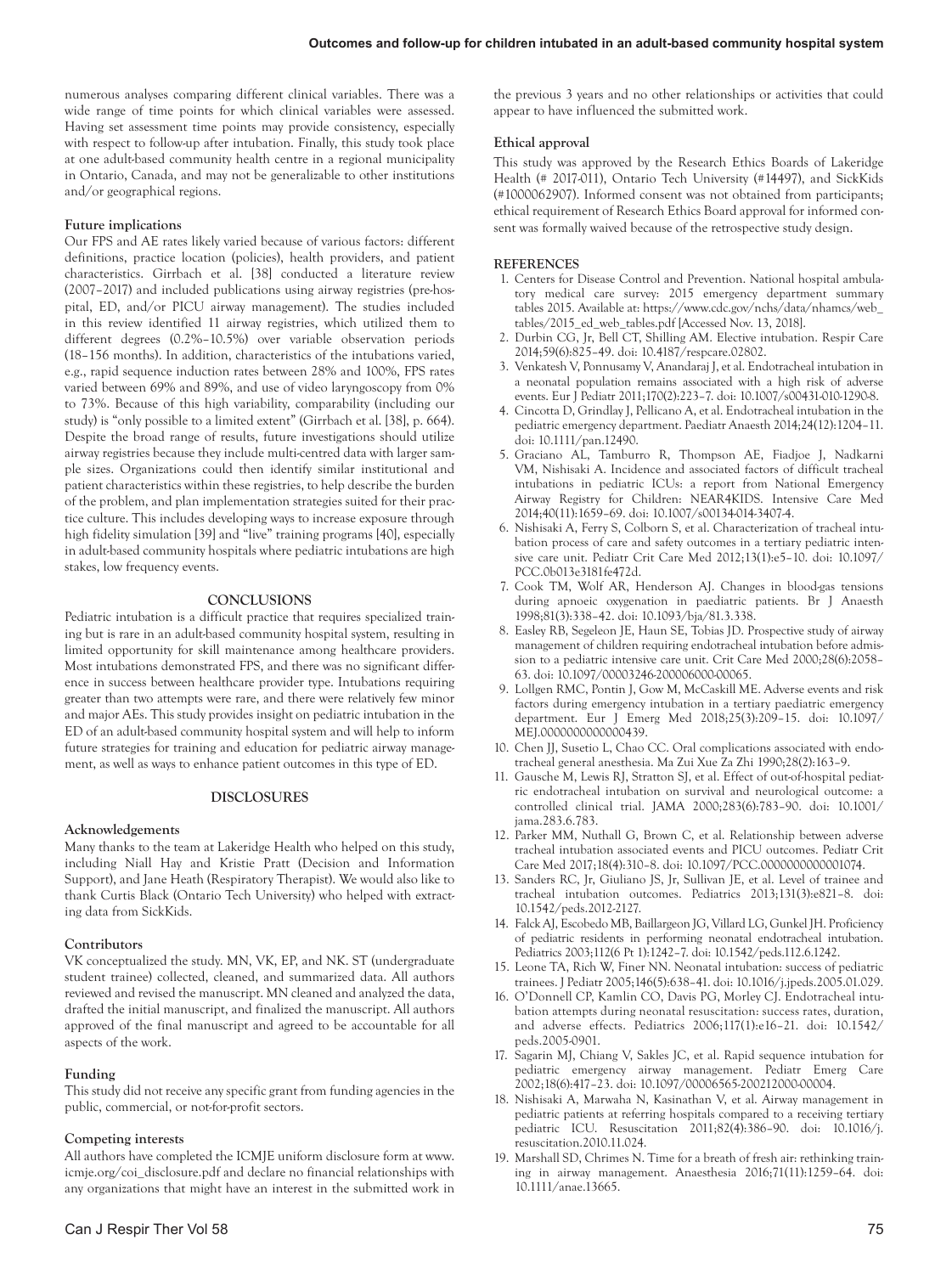numerous analyses comparing different clinical variables. There was a wide range of time points for which clinical variables were assessed. Having set assessment time points may provide consistency, especially with respect to follow-up after intubation. Finally, this study took place at one adult-based community health centre in a regional municipality in Ontario, Canada, and may not be generalizable to other institutions and/or geographical regions.

### Future implications

Our FPS and AE rates likely varied because of various factors: different definitions, practice location (policies), health providers, and patient characteristics. Girrbach et al. [38] conducted a literature review (2007–2017) and included publications using airway registries (pre-hospital, ED, and/or PICU airway management). The studies included in this review identified 11 airway registries, which utilized them to different degrees (0.2%–10.5%) over variable observation periods (18–156 months). In addition, characteristics of the intubations varied, e.g., rapid sequence induction rates between 28% and 100%, FPS rates varied between 69% and 89%, and use of video laryngoscopy from 0% to 73%. Because of this high variability, comparability (including our study) is "only possible to a limited extent" (Girrbach et al. [38], p. 664). Despite the broad range of results, future investigations should utilize airway registries because they include multi-centred data with larger sample sizes. Organizations could then identify similar institutional and patient characteristics within these registries, to help describe the burden of the problem, and plan implementation strategies suited for their practice culture. This includes developing ways to increase exposure through high fidelity simulation [39] and "live" training programs [40], especially in adult-based community hospitals where pediatric intubations are high stakes, low frequency events.

## CONCLUSIONS

Pediatric intubation is a difficult practice that requires specialized training but is rare in an adult-based community hospital system, resulting in limited opportunity for skill maintenance among healthcare providers. Most intubations demonstrated FPS, and there was no significant difference in success between healthcare provider type. Intubations requiring greater than two attempts were rare, and there were relatively few minor and major AEs. This study provides insight on pediatric intubation in the ED of an adult-based community hospital system and will help to inform future strategies for training and education for pediatric airway management, as well as ways to enhance patient outcomes in this type of ED.

## DISCLOSURES

### Acknowledgements

Many thanks to the team at Lakeridge Health who helped on this study, including Niall Hay and Kristie Pratt (Decision and Information Support), and Jane Heath (Respiratory Therapist). We would also like to thank Curtis Black (Ontario Tech University) who helped with extracting data from SickKids.

### Contributors

VK conceptualized the study. MN, VK, EP, and NK. ST (undergraduate student trainee) collected, cleaned, and summarized data. All authors reviewed and revised the manuscript. MN cleaned and analyzed the data, drafted the initial manuscript, and finalized the manuscript. All authors approved of the final manuscript and agreed to be accountable for all aspects of the work.

### Funding

This study did not receive any specific grant from funding agencies in the public, commercial, or not-for-profit sectors.

### Competing interests

All authors have completed the ICMJE uniform disclosure form at www.icmje.org/coi_disclosure.pdf and declare no financial relationships with any organizations that might have an interest in the submitted work in the previous 3 years and no other relationships or activities that could appear to have influenced the submitted work.

### Ethical approval

This study was approved by the Research Ethics Boards of Lakeridge Health (# 2017-011), Ontario Tech University (#14497), and SickKids (#1000062907). Informed consent was not obtained from participants; ethical requirement of Research Ethics Board approval for informed consent was formally waived because of the retrospective study design.

## REFERENCES

1. Centers for Disease Control and Prevention. National hospital ambulatory medical care survey: 2015 emergency department summary tables 2015. Available at: https://www.cdc.gov/nchs/data/nhamcs/web_tables/2015_ed_web_tables.pdf [Accessed Nov. 13, 2018].
2. Durbin CG, Jr, Bell CT, Shilling AM. Elective intubation. Respir Care 2014;59(6):825–49. doi: 10.4187/respcare.02802.
3. Venkatesh V, Ponnusamy V, Anandaraj J, et al. Endotracheal intubation in a neonatal population remains associated with a high risk of adverse events. Eur J Pediatr 2011;170(2):223–7. doi: 10.1007/s00431-010-1290-8.
4. Cincotta D, Grindlay J, Pellicano A, et al. Endotracheal intubation in the pediatric emergency department. Paediatr Anaesth 2014;24(12):1204–11. doi: 10.1111/pan.12490.
5. Graciano AL, Tamburro R, Thompson AE, Fiadjoe J, Nadkarni VM, Nishisaki A. Incidence and associated factors of difficult tracheal intubations in pediatric ICUs: a report from National Emergency Airway Registry for Children: NEAR4KIDS. Intensive Care Med 2014;40(11):1659–69. doi: 10.1007/s00134-014-3407-4.
6. Nishisaki A, Ferry S, Colborn S, et al. Characterization of tracheal intubation process of care and safety outcomes in a tertiary pediatric intensive care unit. Pediatr Crit Care Med 2012;13(1):e5–10. doi: 10.1097/PCC.0b013e3181fe472d.
7. Cook TM, Wolf AR, Henderson AJ. Changes in blood-gas tensions during apnoeic oxygenation in paediatric patients. Br J Anaesth 1998;81(3):338–42. doi: 10.1093/bja/81.3.338.
8. Easley RB, Segeleon JE, Haun SE, Tobias JD. Prospective study of airway management of children requiring endotracheal intubation before admission to a pediatric intensive care unit. Crit Care Med 2000;28(6):2058–63. doi: 10.1097/00003246-200006000-00065.
9. Lollgen RMC, Pontin J, Gow M, McCaskill ME. Adverse events and risk factors during emergency intubation in a tertiary paediatric emergency department. Eur J Emerg Med 2018;25(3):209–15. doi: 10.1097/MEJ.0000000000000439.
10. Chen JJ, Susetio L, Chao CC. Oral complications associated with endotracheal general anesthesia. Ma Zui Xue Za Zhi 1990;28(2):163–9.
11. Gausche M, Lewis RJ, Stratton SJ, et al. Effect of out-of-hospital pediatric endotracheal intubation on survival and neurological outcome: a controlled clinical trial. JAMA 2000;283(6):783–90. doi: 10.1001/jama.283.6.783.
12. Parker MM, Nuthall G, Brown C, et al. Relationship between adverse tracheal intubation associated events and PICU outcomes. Pediatr Crit Care Med 2017;18(4):310–8. doi: 10.1097/PCC.0000000000001074.
13. Sanders RC, Jr, Giuliano JS, Jr, Sullivan JE, et al. Level of trainee and tracheal intubation outcomes. Pediatrics 2013;131(3):e821–8. doi: 10.1542/peds.2012-2127.
14. Falck AJ, Escobedo MB, Baillargeon JG, Villard LG, Gunkel JH. Proficiency of pediatric residents in performing neonatal endotracheal intubation. Pediatrics 2003;112(6 Pt 1):1242–7. doi: 10.1542/peds.112.6.1242.
15. Leone TA, Rich W, Finer NN. Neonatal intubation: success of pediatric trainees. J Pediatr 2005;146(5):638–41. doi: 10.1016/j.jpeds.2005.01.029.
16. O'Donnell CP, Kamlin CO, Davis PG, Morley CJ. Endotracheal intubation attempts during neonatal resuscitation: success rates, duration, and adverse effects. Pediatrics 2006;117(1):e16–21. doi: 10.1542/peds.2005-0901.
17. Sagarin MJ, Chiang V, Sakles JC, et al. Rapid sequence intubation for pediatric emergency airway management. Pediatr Emerg Care 2002;18(6):417–23. doi: 10.1097/00006565-200212000-00004.
18. Nishisaki A, Marwaha N, Kasinathan V, et al. Airway management in pediatric patients at referring hospitals compared to a receiving tertiary pediatric ICU. Resuscitation 2011;82(4):386–90. doi: 10.1016/j.resuscitation.2010.11.024.
19. Marshall SD, Chrimes N. Time for a breath of fresh air: rethinking training in airway management. Anaesthesia 2016;71(11):1259–64. doi: 10.1111/anae.13665.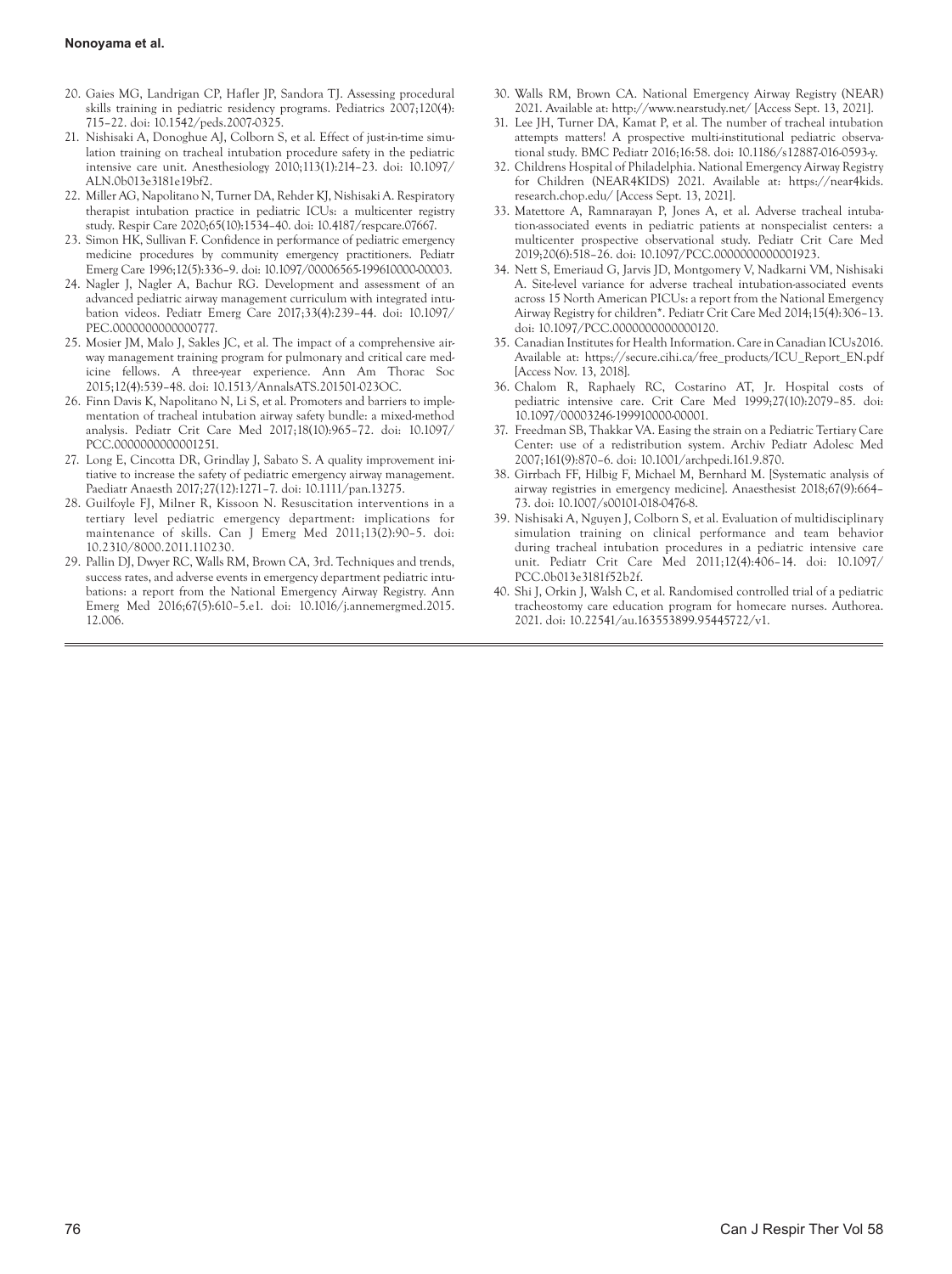20. Gaies MG, Landrigan CP, Hafler JP, Sandora TJ. Assessing procedural skills training in pediatric residency programs. Pediatrics 2007;120(4): 715–22. doi: 10.1542/peds.2007-0325.
21. Nishisaki A, Donoghue AJ, Colborn S, et al. Effect of just-in-time simulation training on tracheal intubation procedure safety in the pediatric intensive care unit. Anesthesiology 2010;113(1):214–23. doi: 10.1097/ALN.0b013e3181e19bf2.
22. Miller AG, Napolitano N, Turner DA, Rehder KJ, Nishisaki A. Respiratory therapist intubation practice in pediatric ICUs: a multicenter registry study. Respir Care 2020;65(10):1534–40. doi: 10.4187/respcare.07667.
23. Simon HK, Sullivan F. Confidence in performance of pediatric emergency medicine procedures by community emergency practitioners. Pediatr Emerg Care 1996;12(5):336–9. doi: 10.1097/00006565-199610000-00003.
24. Nagler J, Nagler A, Bachur RG. Development and assessment of an advanced pediatric airway management curriculum with integrated intubation videos. Pediatr Emerg Care 2017;33(4):239–44. doi: 10.1097/PEC.0000000000000777.
25. Mosier JM, Malo J, Sakles JC, et al. The impact of a comprehensive airway management training program for pulmonary and critical care medicine fellows. A three-year experience. Ann Am Thorac Soc 2015;12(4):539–48. doi: 10.1513/AnnalsATS.201501-023OC.
26. Finn Davis K, Napolitano N, Li S, et al. Promoters and barriers to implementation of tracheal intubation airway safety bundle: a mixed-method analysis. Pediatr Crit Care Med 2017;18(10):965–72. doi: 10.1097/PCC.0000000000001251.
27. Long E, Cincotta DR, Grindlay J, Sabato S. A quality improvement initiative to increase the safety of pediatric emergency airway management. Paediatr Anaesth 2017;27(12):1271–7. doi: 10.1111/pan.13275.
28. Guilfoyle FJ, Milner R, Kissoon N. Resuscitation interventions in a tertiary level pediatric emergency department: implications for maintenance of skills. Can J Emerg Med 2011;13(2):90–5. doi: 10.2310/8000.2011.110230.
29. Pallin DJ, Dwyer RC, Walls RM, Brown CA, 3rd. Techniques and trends, success rates, and adverse events in emergency department pediatric intubations: a report from the National Emergency Airway Registry. Ann Emerg Med 2016;67(5):610–5.e1. doi: 10.1016/j.annemergmed.2015.12.006.
30. Walls RM, Brown CA. National Emergency Airway Registry (NEAR) 2021. Available at: http://www.nearstudy.net/ [Access Sept. 13, 2021].
31. Lee JH, Turner DA, Kamat P, et al. The number of tracheal intubation attempts matters! A prospective multi-institutional pediatric observational study. BMC Pediatr 2016;16:58. doi: 10.1186/s12887-016-0593-y.
32. Childrens Hospital of Philadelphia. National Emergency Airway Registry for Children (NEAR4KIDS) 2021. Available at: https://near4kids.research.chop.edu/ [Access Sept. 13, 2021].
33. Matettore A, Ramnarayan P, Jones A, et al. Adverse tracheal intubation-associated events in pediatric patients at nonspecialist centers: a multicenter prospective observational study. Pediatr Crit Care Med 2019;20(6):518–26. doi: 10.1097/PCC.0000000000001923.
34. Nett S, Emeriaud G, Jarvis JD, Montgomery V, Nadkarni VM, Nishisaki A. Site-level variance for adverse tracheal intubation-associated events across 15 North American PICUs: a report from the National Emergency Airway Registry for children*. Pediatr Crit Care Med 2014;15(4):306–13. doi: 10.1097/PCC.0000000000000120.
35. Canadian Institutes for Health Information. Care in Canadian ICUs2016. Available at: https://secure.cihi.ca/free_products/ICU_Report_EN.pdf [Access Nov. 13, 2018].
36. Chalom R, Raphaely RC, Costarino AT, Jr. Hospital costs of pediatric intensive care. Crit Care Med 1999;27(10):2079–85. doi: 10.1097/00003246-199910000-00001.
37. Freedman SB, Thakkar VA. Easing the strain on a Pediatric Tertiary Care Center: use of a redistribution system. Archiv Pediatr Adolesc Med 2007;161(9):870–6. doi: 10.1001/archpedi.161.9.870.
38. Girrbach FF, Hilbig F, Michael M, Bernhard M. [Systematic analysis of airway registries in emergency medicine]. Anaesthesist 2018;67(9):664–73. doi: 10.1007/s00101-018-0476-8.
39. Nishisaki A, Nguyen J, Colborn S, et al. Evaluation of multidisciplinary simulation training on clinical performance and team behavior during tracheal intubation procedures in a pediatric intensive care unit. Pediatr Crit Care Med 2011;12(4):406–14. doi: 10.1097/PCC.0b013e3181f52b2f.
40. Shi J, Orkin J, Walsh C, et al. Randomised controlled trial of a pediatric tracheostomy care education program for homecare nurses. Authorea. 2021. doi: 10.22541/au.163553899.95445722/v1.